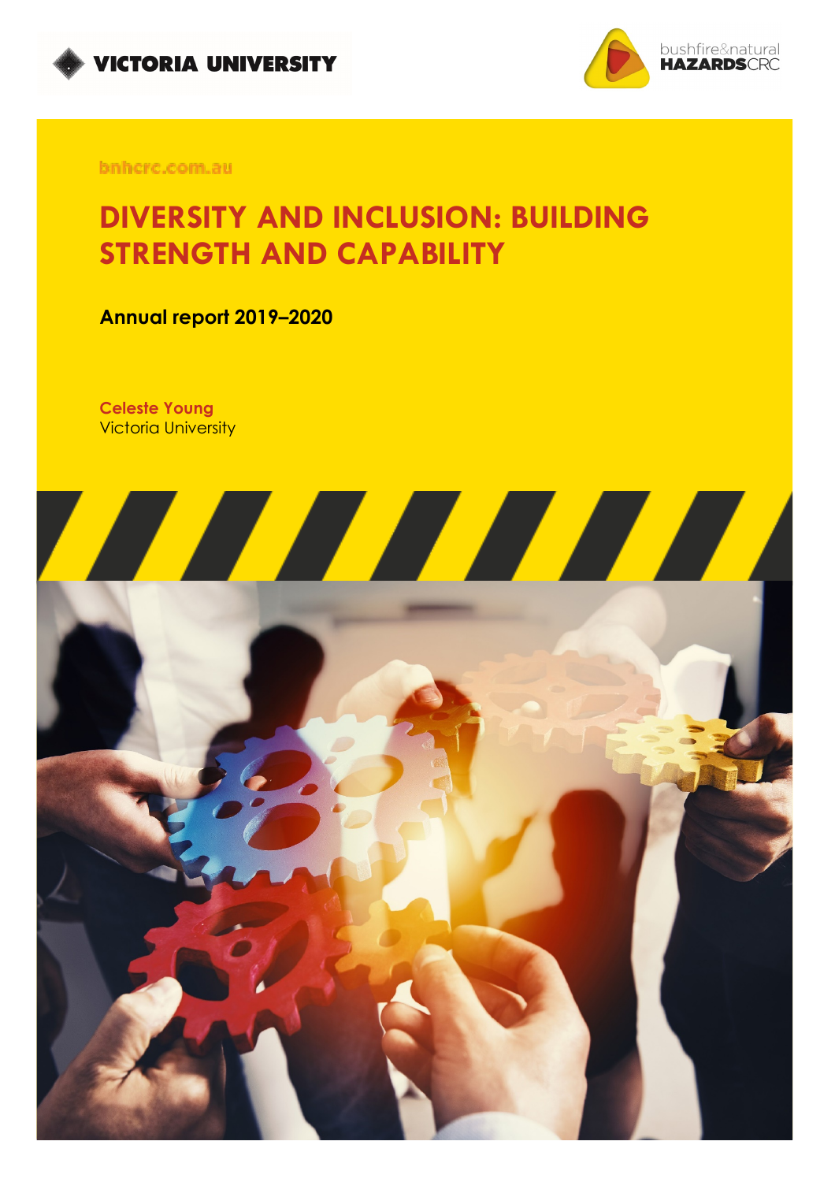VICTORIA UNIVERSITY

bushfire&natural HAZARDSCRC

bnhcrc.com.au

# DIVERSITY AND INCLUSION: BUILDING STRENGTH AND CAPABILITY

**Annual report 2019–2020**

**Celeste Young**
Victoria University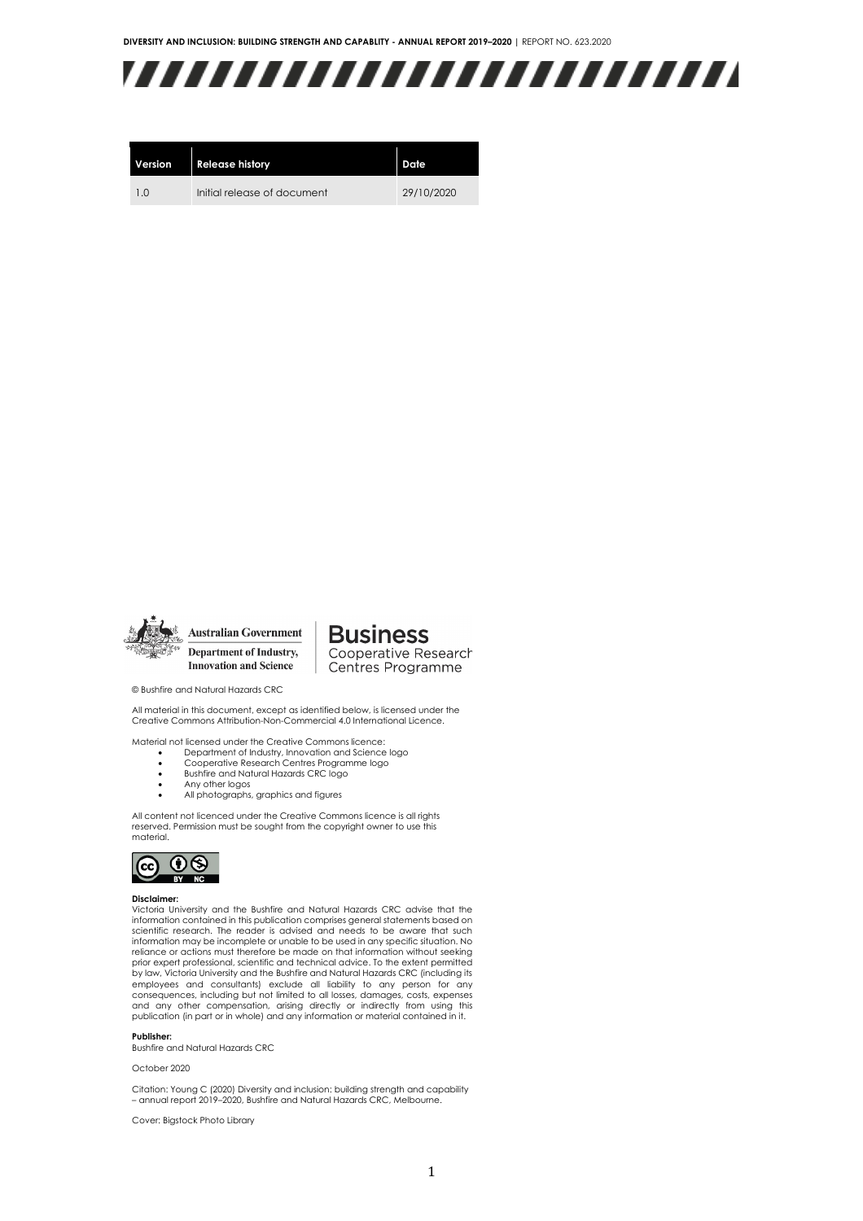| Version | Release history | Date |
| --- | --- | --- |
| 1.0 | Initial release of document | 29/10/2020 |

Australian Government
Department of Industry, Innovation and Science

Business
Cooperative Research Centres Programme

© Bushfire and Natural Hazards CRC

All material in this document, except as identified below, is licensed under the Creative Commons Attribution-Non-Commercial 4.0 International Licence.

Material not licensed under the Creative Commons licence:

- Department of Industry, Innovation and Science logo
- Cooperative Research Centres Programme logo
- Bushfire and Natural Hazards CRC logo
- Any other logos
- All photographs, graphics and figures

All content not licenced under the Creative Commons licence is all rights reserved. Permission must be sought from the copyright owner to use this material.

**Disclaimer:**
Victoria University and the Bushfire and Natural Hazards CRC advise that the information contained in this publication comprises general statements based on scientific research. The reader is advised and needs to be aware that such information may be incomplete or unable to be used in any specific situation. No reliance or actions must therefore be made on that information without seeking prior expert professional, scientific and technical advice. To the extent permitted by law, Victoria University and the Bushfire and Natural Hazards CRC (including its employees and consultants) exclude all liability to any person for any consequences, including but not limited to all losses, damages, costs, expenses and any other compensation, arising directly or indirectly from using this publication (in part or in whole) and any information or material contained in it.

**Publisher:**
Bushfire and Natural Hazards CRC

October 2020

Citation: Young C (2020) Diversity and inclusion: building strength and capability – annual report 2019–2020, Bushfire and Natural Hazards CRC, Melbourne.

Cover: Bigstock Photo Library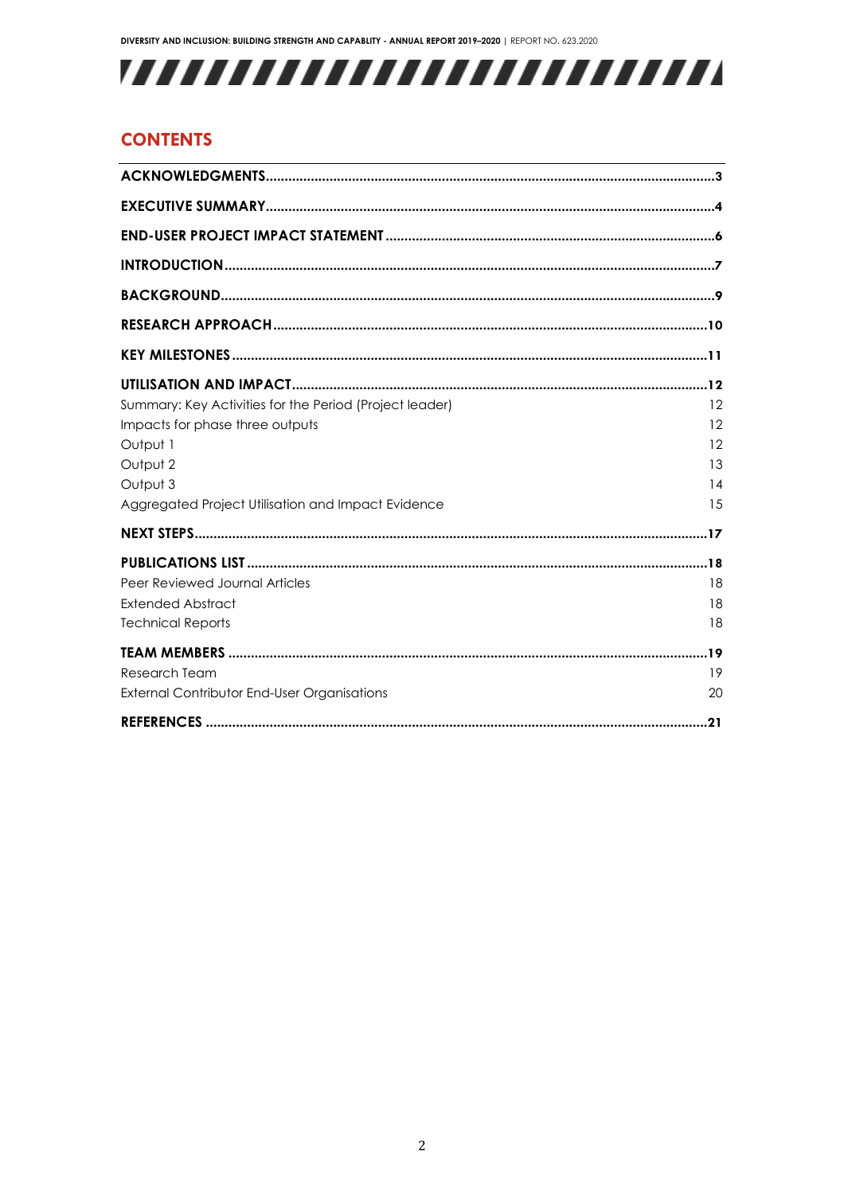## CONTENTS

**ACKNOWLEDGMENTS** 3

**EXECUTIVE SUMMARY** 4

**END-USER PROJECT IMPACT STATEMENT** 6

**INTRODUCTION** 7

**BACKGROUND** 9

**RESEARCH APPROACH** 10

**KEY MILESTONES** 11

**UTILISATION AND IMPACT** 12

- Summary: Key Activities for the Period (Project leader) 12
- Impacts for phase three outputs 12
- Output 1 12
- Output 2 13
- Output 3 14
- Aggregated Project Utilisation and Impact Evidence 15

**NEXT STEPS** 17

**PUBLICATIONS LIST** 18

- Peer Reviewed Journal Articles 18
- Extended Abstract 18
- Technical Reports 18

**TEAM MEMBERS** 19

- Research Team 19
- External Contributor End-User Organisations 20

**REFERENCES** 21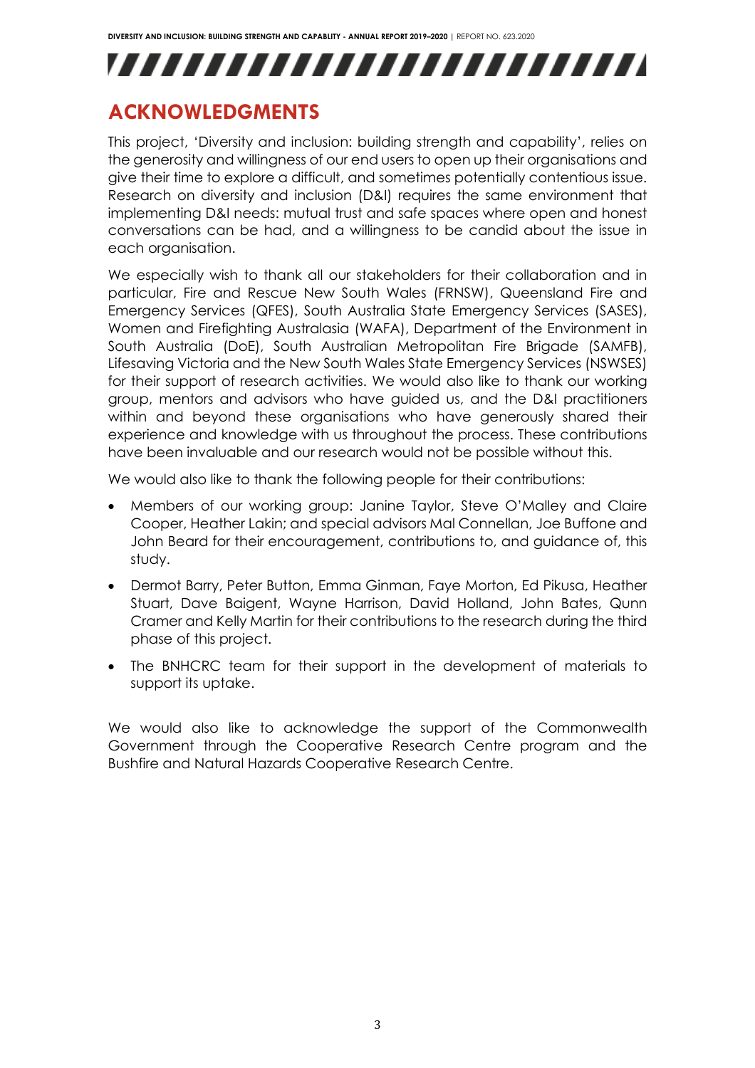## ACKNOWLEDGMENTS

This project, 'Diversity and inclusion: building strength and capability', relies on the generosity and willingness of our end users to open up their organisations and give their time to explore a difficult, and sometimes potentially contentious issue. Research on diversity and inclusion (D&I) requires the same environment that implementing D&I needs: mutual trust and safe spaces where open and honest conversations can be had, and a willingness to be candid about the issue in each organisation.

We especially wish to thank all our stakeholders for their collaboration and in particular, Fire and Rescue New South Wales (FRNSW), Queensland Fire and Emergency Services (QFES), South Australia State Emergency Services (SASES), Women and Firefighting Australasia (WAFA), Department of the Environment in South Australia (DoE), South Australian Metropolitan Fire Brigade (SAMFB), Lifesaving Victoria and the New South Wales State Emergency Services (NSWSES) for their support of research activities. We would also like to thank our working group, mentors and advisors who have guided us, and the D&I practitioners within and beyond these organisations who have generously shared their experience and knowledge with us throughout the process. These contributions have been invaluable and our research would not be possible without this.

We would also like to thank the following people for their contributions:

- Members of our working group: Janine Taylor, Steve O'Malley and Claire Cooper, Heather Lakin; and special advisors Mal Connellan, Joe Buffone and John Beard for their encouragement, contributions to, and guidance of, this study.
- Dermot Barry, Peter Button, Emma Ginman, Faye Morton, Ed Pikusa, Heather Stuart, Dave Baigent, Wayne Harrison, David Holland, John Bates, Qunn Cramer and Kelly Martin for their contributions to the research during the third phase of this project.
- The BNHCRC team for their support in the development of materials to support its uptake.

We would also like to acknowledge the support of the Commonwealth Government through the Cooperative Research Centre program and the Bushfire and Natural Hazards Cooperative Research Centre.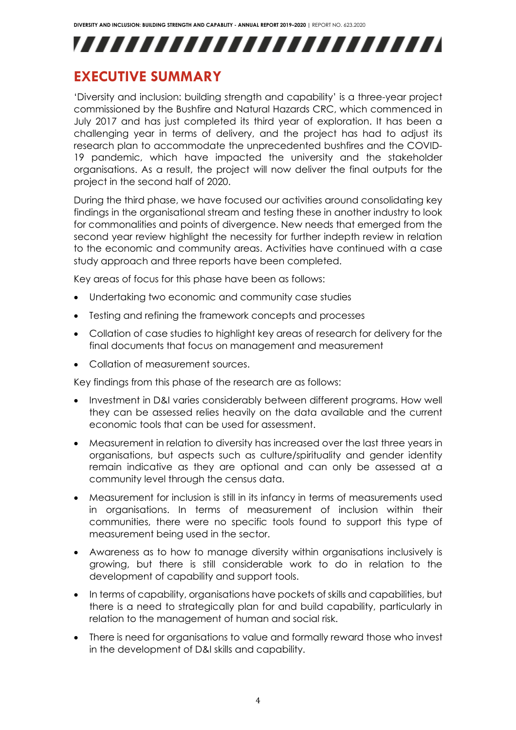# EXECUTIVE SUMMARY

'Diversity and inclusion: building strength and capability' is a three-year project commissioned by the Bushfire and Natural Hazards CRC, which commenced in July 2017 and has just completed its third year of exploration. It has been a challenging year in terms of delivery, and the project has had to adjust its research plan to accommodate the unprecedented bushfires and the COVID-19 pandemic, which have impacted the university and the stakeholder organisations. As a result, the project will now deliver the final outputs for the project in the second half of 2020.

During the third phase, we have focused our activities around consolidating key findings in the organisational stream and testing these in another industry to look for commonalities and points of divergence. New needs that emerged from the second year review highlight the necessity for further indepth review in relation to the economic and community areas. Activities have continued with a case study approach and three reports have been completed.

Key areas of focus for this phase have been as follows:

- Undertaking two economic and community case studies
- Testing and refining the framework concepts and processes
- Collation of case studies to highlight key areas of research for delivery for the final documents that focus on management and measurement
- Collation of measurement sources.

Key findings from this phase of the research are as follows:

- Investment in D&I varies considerably between different programs. How well they can be assessed relies heavily on the data available and the current economic tools that can be used for assessment.
- Measurement in relation to diversity has increased over the last three years in organisations, but aspects such as culture/spirituality and gender identity remain indicative as they are optional and can only be assessed at a community level through the census data.
- Measurement for inclusion is still in its infancy in terms of measurements used in organisations. In terms of measurement of inclusion within their communities, there were no specific tools found to support this type of measurement being used in the sector.
- Awareness as to how to manage diversity within organisations inclusively is growing, but there is still considerable work to do in relation to the development of capability and support tools.
- In terms of capability, organisations have pockets of skills and capabilities, but there is a need to strategically plan for and build capability, particularly in relation to the management of human and social risk.
- There is need for organisations to value and formally reward those who invest in the development of D&I skills and capability.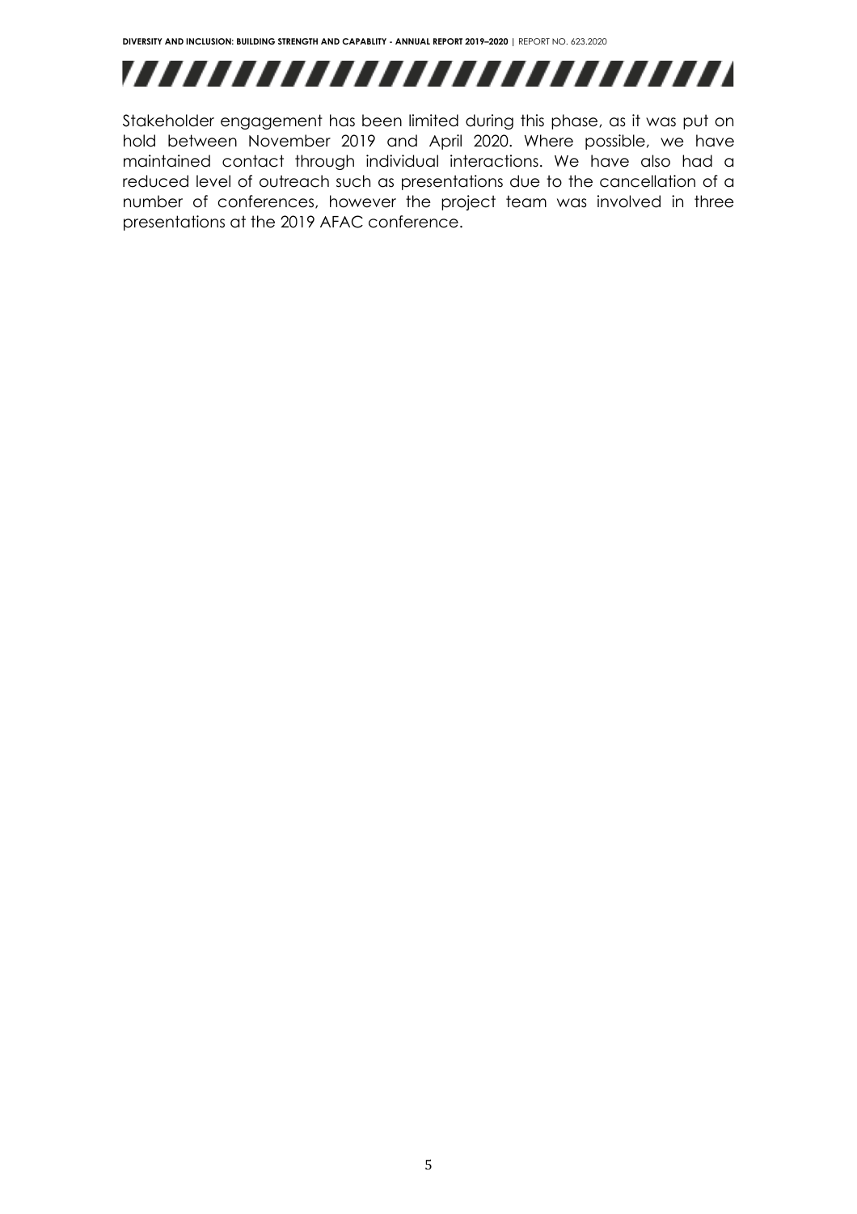Stakeholder engagement has been limited during this phase, as it was put on hold between November 2019 and April 2020. Where possible, we have maintained contact through individual interactions. We have also had a reduced level of outreach such as presentations due to the cancellation of a number of conferences, however the project team was involved in three presentations at the 2019 AFAC conference.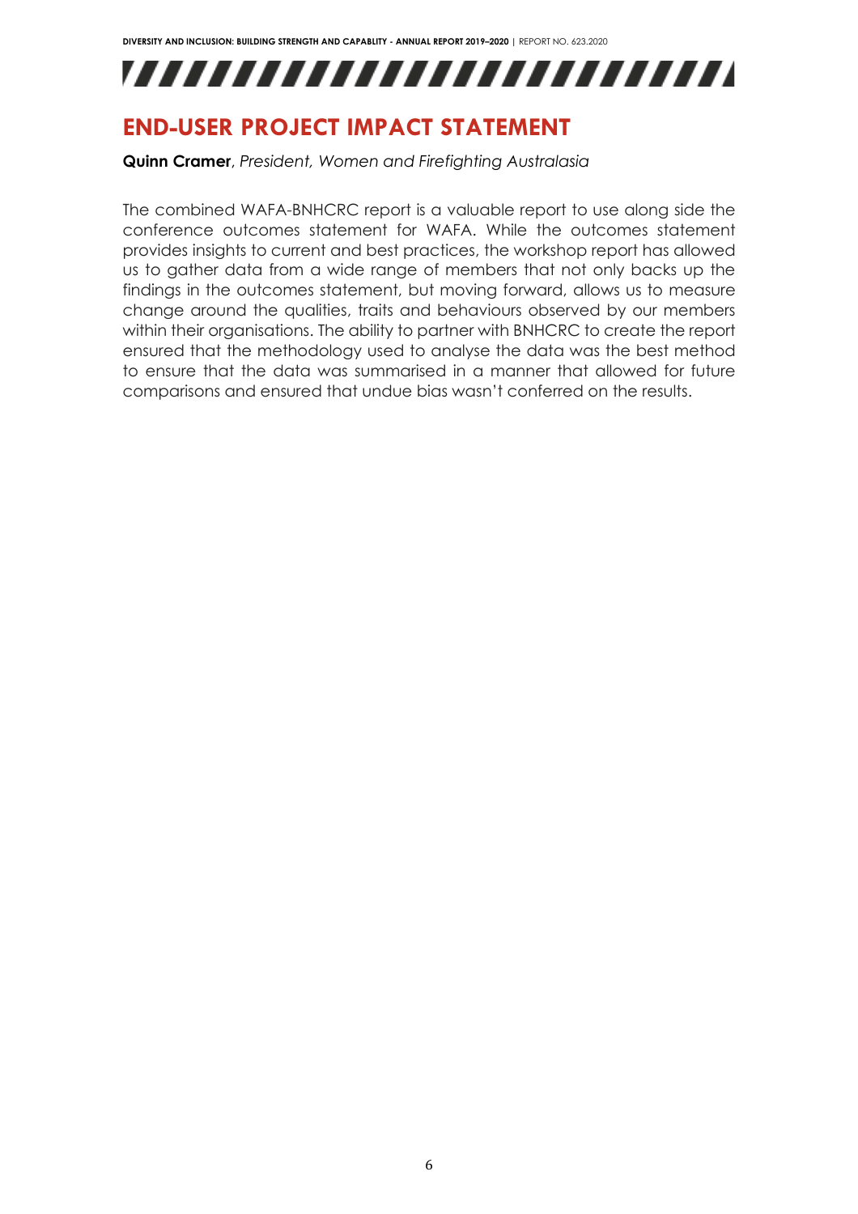## END-USER PROJECT IMPACT STATEMENT

**Quinn Cramer**, *President, Women and Firefighting Australasia*

The combined WAFA-BNHCRC report is a valuable report to use along side the conference outcomes statement for WAFA. While the outcomes statement provides insights to current and best practices, the workshop report has allowed us to gather data from a wide range of members that not only backs up the findings in the outcomes statement, but moving forward, allows us to measure change around the qualities, traits and behaviours observed by our members within their organisations. The ability to partner with BNHCRC to create the report ensured that the methodology used to analyse the data was the best method to ensure that the data was summarised in a manner that allowed for future comparisons and ensured that undue bias wasn't conferred on the results.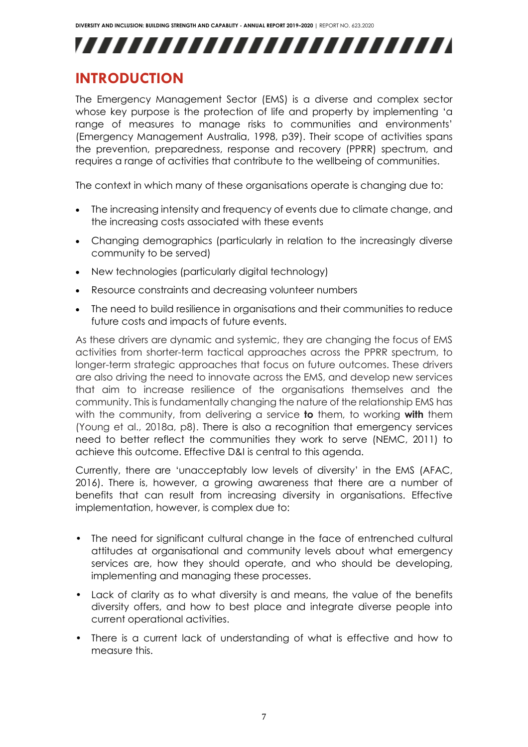# INTRODUCTION

The Emergency Management Sector (EMS) is a diverse and complex sector whose key purpose is the protection of life and property by implementing 'a range of measures to manage risks to communities and environments' (Emergency Management Australia, 1998, p39). Their scope of activities spans the prevention, preparedness, response and recovery (PPRR) spectrum, and requires a range of activities that contribute to the wellbeing of communities.

The context in which many of these organisations operate is changing due to:

- The increasing intensity and frequency of events due to climate change, and the increasing costs associated with these events
- Changing demographics (particularly in relation to the increasingly diverse community to be served)
- New technologies (particularly digital technology)
- Resource constraints and decreasing volunteer numbers
- The need to build resilience in organisations and their communities to reduce future costs and impacts of future events.

As these drivers are dynamic and systemic, they are changing the focus of EMS activities from shorter-term tactical approaches across the PPRR spectrum, to longer-term strategic approaches that focus on future outcomes. These drivers are also driving the need to innovate across the EMS, and develop new services that aim to increase resilience of the organisations themselves and the community. This is fundamentally changing the nature of the relationship EMS has with the community, from delivering a service **to** them, to working **with** them (Young et al., 2018a, p8). There is also a recognition that emergency services need to better reflect the communities they work to serve (NEMC, 2011) to achieve this outcome. Effective D&I is central to this agenda.

Currently, there are 'unacceptably low levels of diversity' in the EMS (AFAC, 2016). There is, however, a growing awareness that there are a number of benefits that can result from increasing diversity in organisations. Effective implementation, however, is complex due to:

- The need for significant cultural change in the face of entrenched cultural attitudes at organisational and community levels about what emergency services are, how they should operate, and who should be developing, implementing and managing these processes.
- Lack of clarity as to what diversity is and means, the value of the benefits diversity offers, and how to best place and integrate diverse people into current operational activities.
- There is a current lack of understanding of what is effective and how to measure this.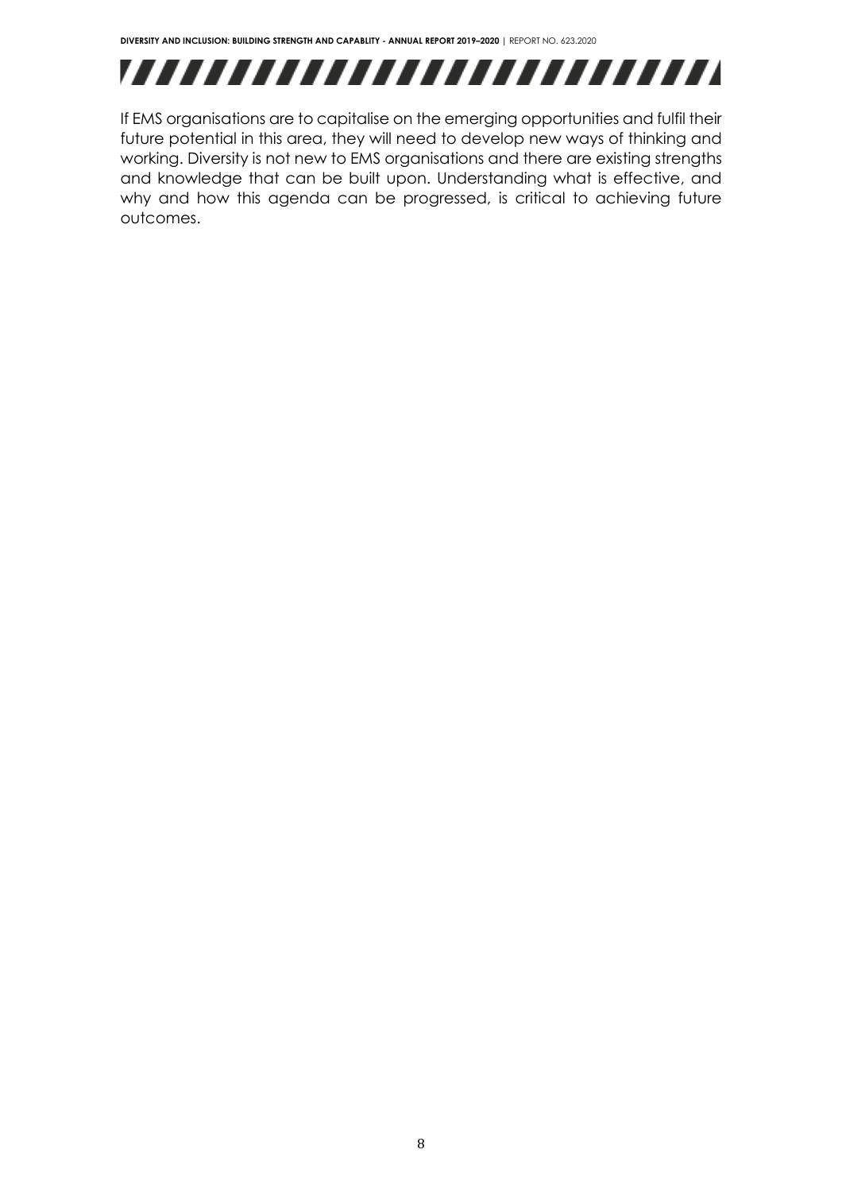If EMS organisations are to capitalise on the emerging opportunities and fulfil their future potential in this area, they will need to develop new ways of thinking and working. Diversity is not new to EMS organisations and there are existing strengths and knowledge that can be built upon. Understanding what is effective, and why and how this agenda can be progressed, is critical to achieving future outcomes.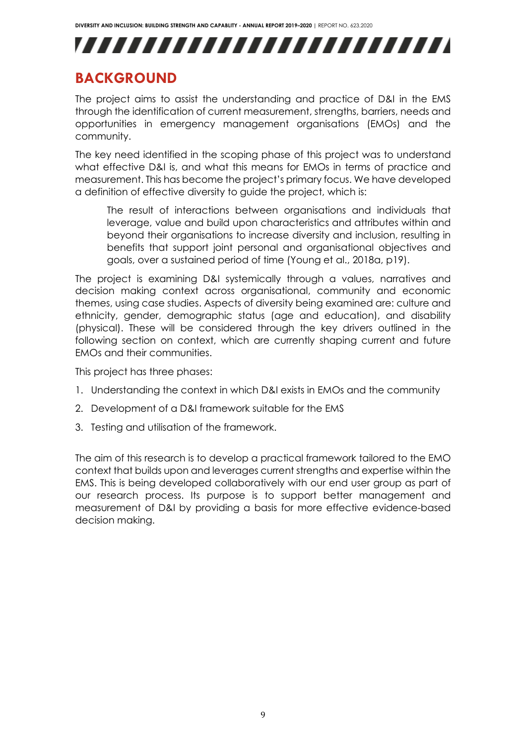## BACKGROUND

The project aims to assist the understanding and practice of D&I in the EMS through the identification of current measurement, strengths, barriers, needs and opportunities in emergency management organisations (EMOs) and the community.

The key need identified in the scoping phase of this project was to understand what effective D&I is, and what this means for EMOs in terms of practice and measurement. This has become the project's primary focus. We have developed a definition of effective diversity to guide the project, which is:

> The result of interactions between organisations and individuals that leverage, value and build upon characteristics and attributes within and beyond their organisations to increase diversity and inclusion, resulting in benefits that support joint personal and organisational objectives and goals, over a sustained period of time (Young et al., 2018a, p19).

The project is examining D&I systemically through a values, narratives and decision making context across organisational, community and economic themes, using case studies. Aspects of diversity being examined are: culture and ethnicity, gender, demographic status (age and education), and disability (physical). These will be considered through the key drivers outlined in the following section on context, which are currently shaping current and future EMOs and their communities.

This project has three phases:

1. Understanding the context in which D&I exists in EMOs and the community
2. Development of a D&I framework suitable for the EMS
3. Testing and utilisation of the framework.

The aim of this research is to develop a practical framework tailored to the EMO context that builds upon and leverages current strengths and expertise within the EMS. This is being developed collaboratively with our end user group as part of our research process. Its purpose is to support better management and measurement of D&I by providing a basis for more effective evidence-based decision making.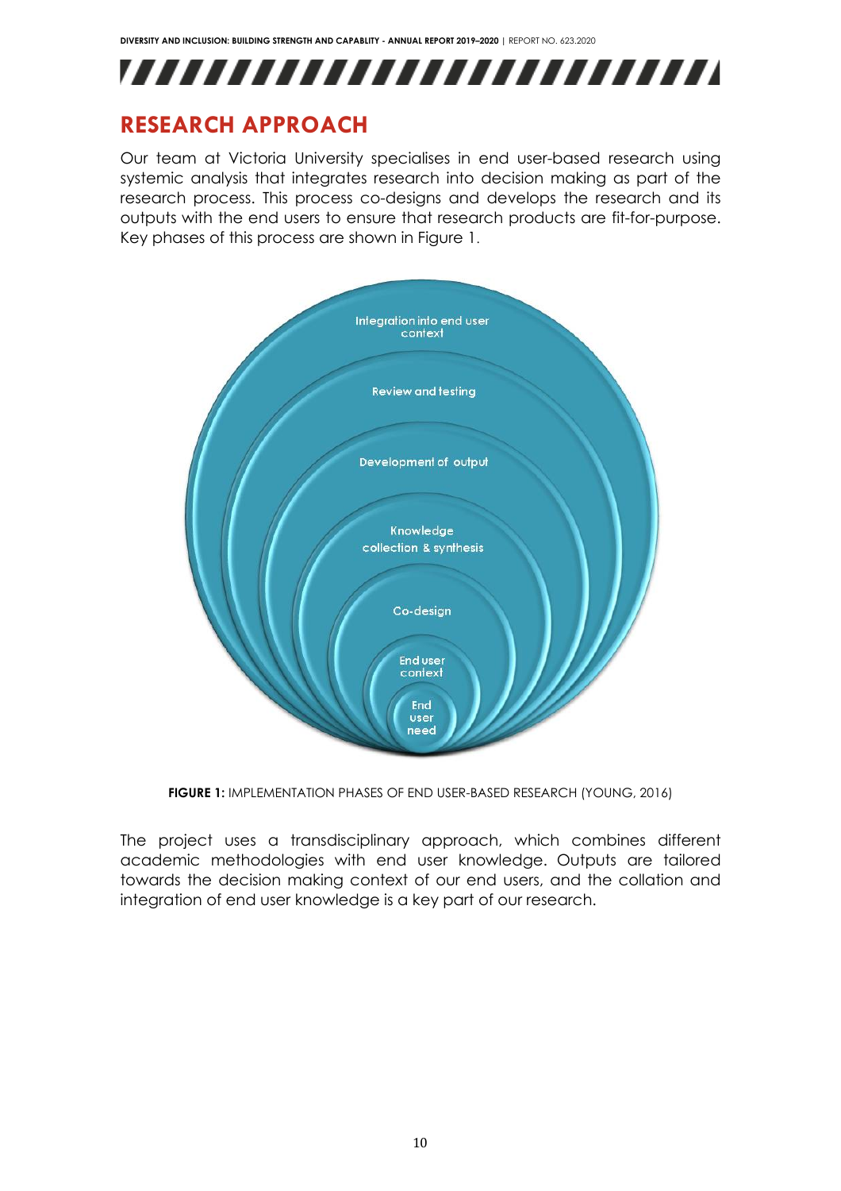## RESEARCH APPROACH

Our team at Victoria University specialises in end user-based research using systemic analysis that integrates research into decision making as part of the research process. This process co-designs and develops the research and its outputs with the end users to ensure that research products are fit-for-purpose. Key phases of this process are shown in Figure 1.

Integration into end user context

Review and testing

Development of output

Knowledge collection & synthesis

Co-design

End user context

End user need

**FIGURE 1:** IMPLEMENTATION PHASES OF END USER-BASED RESEARCH (YOUNG, 2016)

The project uses a transdisciplinary approach, which combines different academic methodologies with end user knowledge. Outputs are tailored towards the decision making context of our end users, and the collation and integration of end user knowledge is a key part of our research.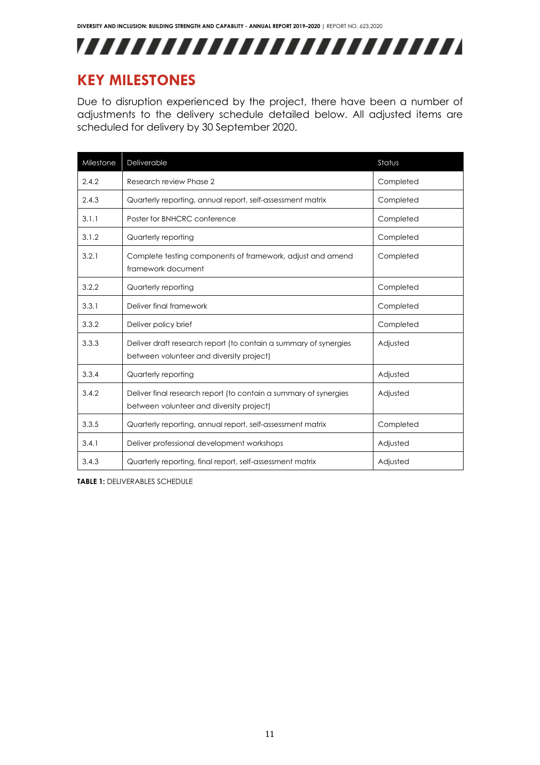## KEY MILESTONES

Due to disruption experienced by the project, there have been a number of adjustments to the delivery schedule detailed below. All adjusted items are scheduled for delivery by 30 September 2020.

| Milestone | Deliverable | Status |
|---|---|---|
| 2.4.2 | Research review Phase 2 | Completed |
| 2.4.3 | Quarterly reporting, annual report, self-assessment matrix | Completed |
| 3.1.1 | Poster for BNHCRC conference | Completed |
| 3.1.2 | Quarterly reporting | Completed |
| 3.2.1 | Complete testing components of framework, adjust and amend framework document | Completed |
| 3.2.2 | Quarterly reporting | Completed |
| 3.3.1 | Deliver final framework | Completed |
| 3.3.2 | Deliver policy brief | Completed |
| 3.3.3 | Deliver draft research report (to contain a summary of synergies between volunteer and diversity project) | Adjusted |
| 3.3.4 | Quarterly reporting | Adjusted |
| 3.4.2 | Deliver final research report (to contain a summary of synergies between volunteer and diversity project) | Adjusted |
| 3.3.5 | Quarterly reporting, annual report, self-assessment matrix | Completed |
| 3.4.1 | Deliver professional development workshops | Adjusted |
| 3.4.3 | Quarterly reporting, final report, self-assessment matrix | Adjusted |

**TABLE 1:** DELIVERABLES SCHEDULE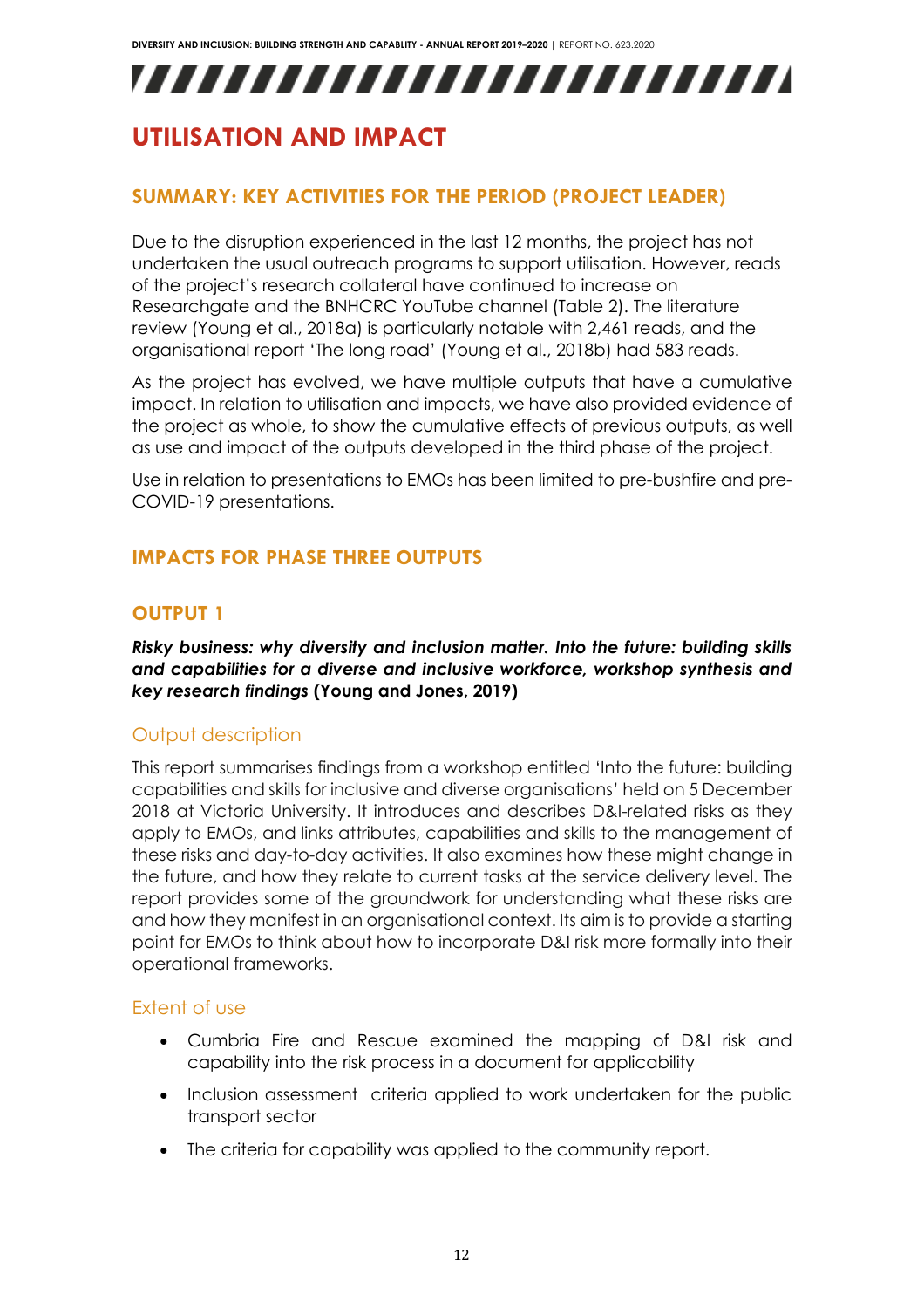# UTILISATION AND IMPACT

## SUMMARY: KEY ACTIVITIES FOR THE PERIOD (PROJECT LEADER)

Due to the disruption experienced in the last 12 months, the project has not undertaken the usual outreach programs to support utilisation. However, reads of the project's research collateral have continued to increase on Researchgate and the BNHCRC YouTube channel (Table 2). The literature review (Young et al., 2018a) is particularly notable with 2,461 reads, and the organisational report 'The long road' (Young et al., 2018b) had 583 reads.

As the project has evolved, we have multiple outputs that have a cumulative impact. In relation to utilisation and impacts, we have also provided evidence of the project as whole, to show the cumulative effects of previous outputs, as well as use and impact of the outputs developed in the third phase of the project.

Use in relation to presentations to EMOs has been limited to pre-bushfire and pre-COVID-19 presentations.

## IMPACTS FOR PHASE THREE OUTPUTS

### OUTPUT 1

***Risky business: why diversity and inclusion matter. Into the future: building skills and capabilities for a diverse and inclusive workforce, workshop synthesis and key research findings*** **(Young and Jones, 2019)**

#### Output description

This report summarises findings from a workshop entitled 'Into the future: building capabilities and skills for inclusive and diverse organisations' held on 5 December 2018 at Victoria University. It introduces and describes D&I-related risks as they apply to EMOs, and links attributes, capabilities and skills to the management of these risks and day-to-day activities. It also examines how these might change in the future, and how they relate to current tasks at the service delivery level. The report provides some of the groundwork for understanding what these risks are and how they manifest in an organisational context. Its aim is to provide a starting point for EMOs to think about how to incorporate D&I risk more formally into their operational frameworks.

#### Extent of use

- Cumbria Fire and Rescue examined the mapping of D&I risk and capability into the risk process in a document for applicability
- Inclusion assessment criteria applied to work undertaken for the public transport sector
- The criteria for capability was applied to the community report.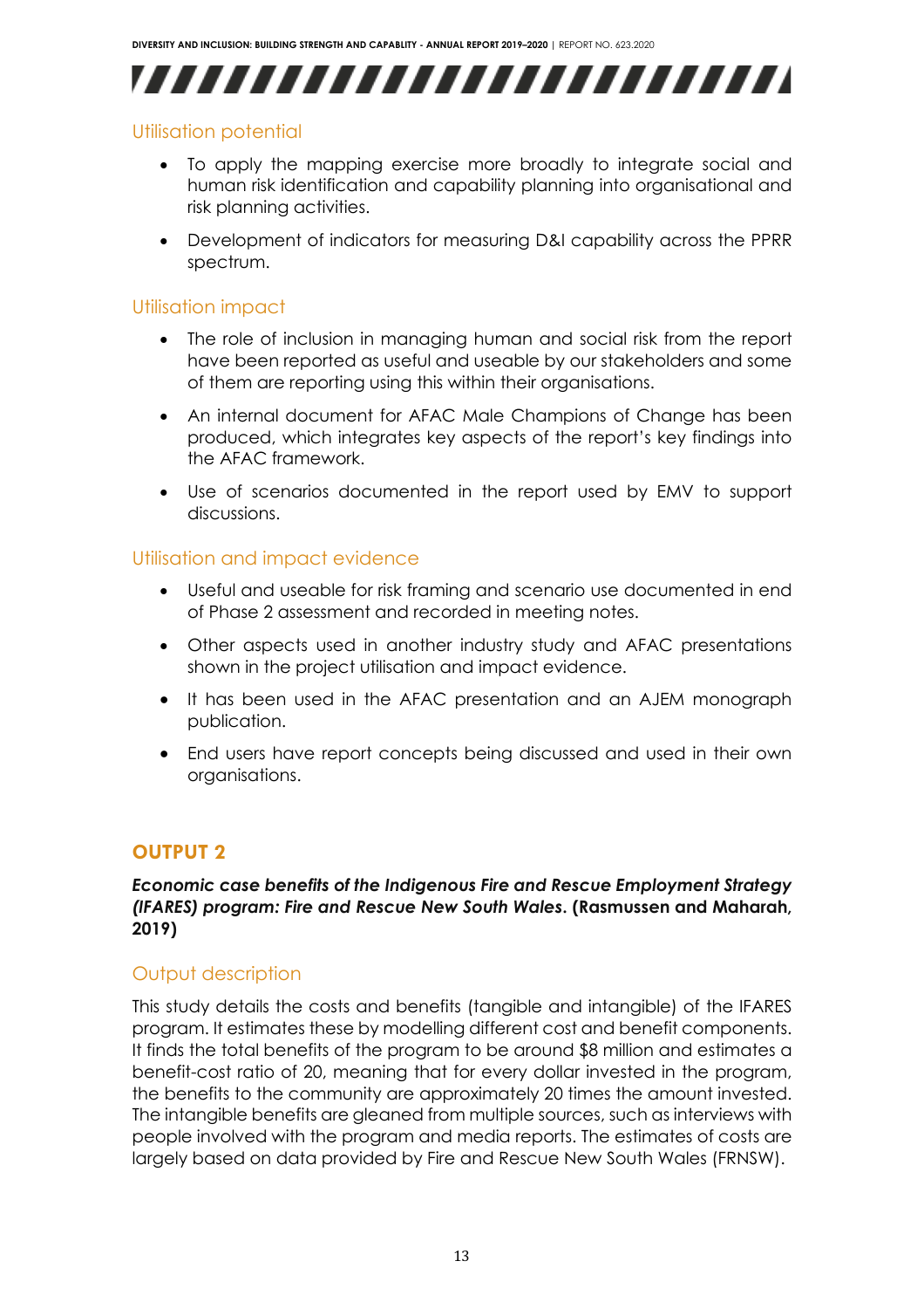### Utilisation potential

- To apply the mapping exercise more broadly to integrate social and human risk identification and capability planning into organisational and risk planning activities.
- Development of indicators for measuring D&I capability across the PPRR spectrum.

### Utilisation impact

- The role of inclusion in managing human and social risk from the report have been reported as useful and useable by our stakeholders and some of them are reporting using this within their organisations.
- An internal document for AFAC Male Champions of Change has been produced, which integrates key aspects of the report's key findings into the AFAC framework.
- Use of scenarios documented in the report used by EMV to support discussions.

### Utilisation and impact evidence

- Useful and useable for risk framing and scenario use documented in end of Phase 2 assessment and recorded in meeting notes.
- Other aspects used in another industry study and AFAC presentations shown in the project utilisation and impact evidence.
- It has been used in the AFAC presentation and an AJEM monograph publication.
- End users have report concepts being discussed and used in their own organisations.

## OUTPUT 2

***Economic case benefits of the Indigenous Fire and Rescue Employment Strategy (IFARES) program: Fire and Rescue New South Wales*. (Rasmussen and Maharah, 2019)**

### Output description

This study details the costs and benefits (tangible and intangible) of the IFARES program. It estimates these by modelling different cost and benefit components. It finds the total benefits of the program to be around $8 million and estimates a benefit-cost ratio of 20, meaning that for every dollar invested in the program, the benefits to the community are approximately 20 times the amount invested. The intangible benefits are gleaned from multiple sources, such as interviews with people involved with the program and media reports. The estimates of costs are largely based on data provided by Fire and Rescue New South Wales (FRNSW).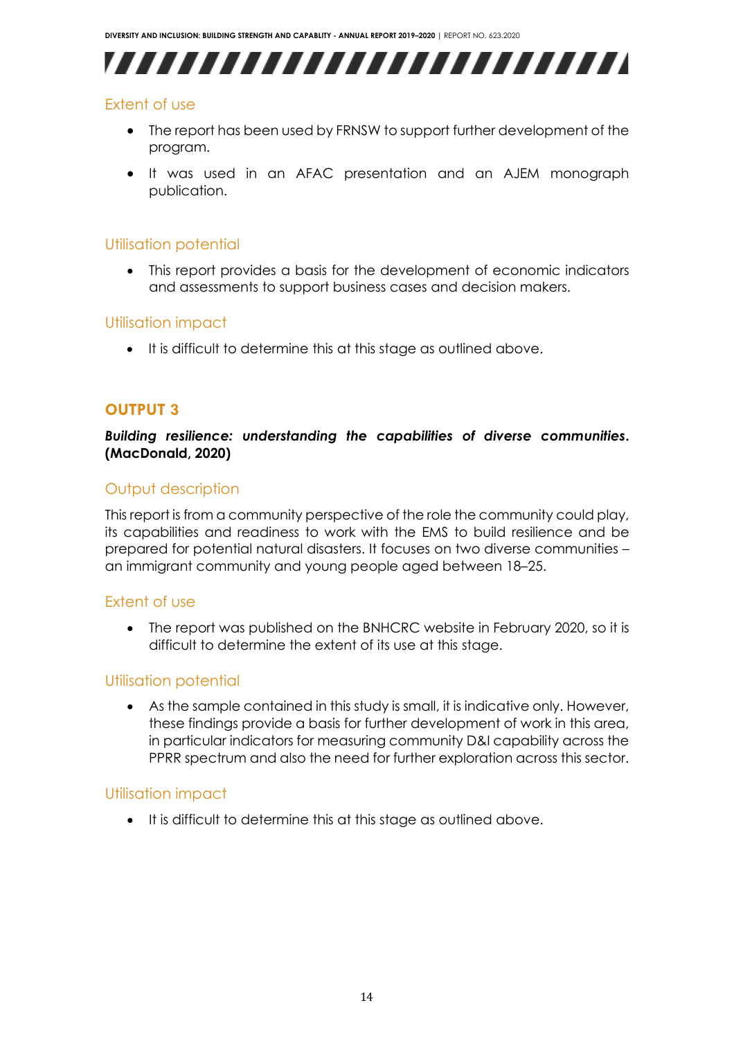### Extent of use

- The report has been used by FRNSW to support further development of the program.
- It was used in an AFAC presentation and an AJEM monograph publication.

### Utilisation potential

- This report provides a basis for the development of economic indicators and assessments to support business cases and decision makers.

### Utilisation impact

- It is difficult to determine this at this stage as outlined above.

## OUTPUT 3

***Building resilience: understanding the capabilities of diverse communities*. (MacDonald, 2020)**

### Output description

This report is from a community perspective of the role the community could play, its capabilities and readiness to work with the EMS to build resilience and be prepared for potential natural disasters. It focuses on two diverse communities – an immigrant community and young people aged between 18–25.

### Extent of use

- The report was published on the BNHCRC website in February 2020, so it is difficult to determine the extent of its use at this stage.

### Utilisation potential

- As the sample contained in this study is small, it is indicative only. However, these findings provide a basis for further development of work in this area, in particular indicators for measuring community D&I capability across the PPRR spectrum and also the need for further exploration across this sector.

### Utilisation impact

- It is difficult to determine this at this stage as outlined above.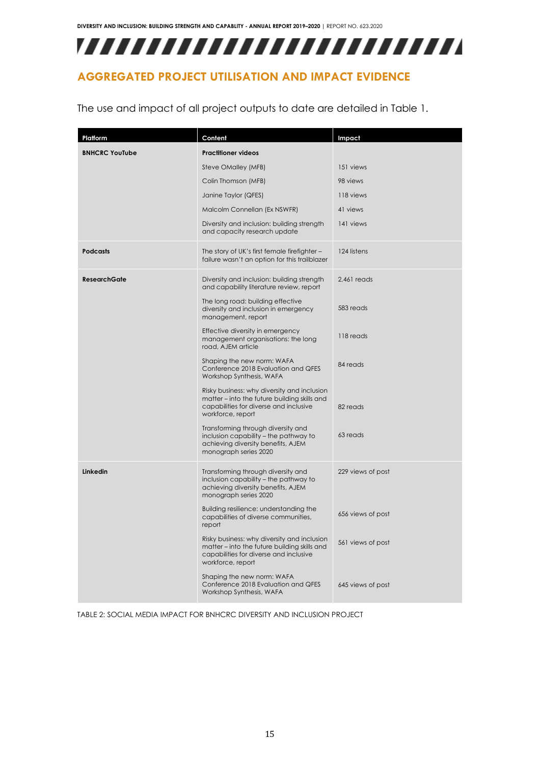## AGGREGATED PROJECT UTILISATION AND IMPACT EVIDENCE

The use and impact of all project outputs to date are detailed in Table 1.

| Platform | Content | Impact |
|---|---|---|
| **BNHCRC YouTube** | **Practitioner videos** | |
| | Steve OMalley (MFB) | 151 views |
| | Colin Thomson (MFB) | 98 views |
| | Janine Taylor (QFES) | 118 views |
| | Malcolm Connellan (Ex NSWFR) | 41 views |
| | Diversity and inclusion: building strength and capacity research update | 141 views |
| **Podcasts** | The story of UK's first female firefighter – failure wasn't an option for this trailblazer | 124 listens |
| **ResearchGate** | Diversity and inclusion: building strength and capability literature review, report | 2,461 reads |
| | The long road: building effective diversity and inclusion in emergency management, report | 583 reads |
| | Effective diversity in emergency management organisations: the long road, AJEM article | 118 reads |
| | Shaping the new norm: WAFA Conference 2018 Evaluation and QFES Workshop Synthesis, WAFA | 84 reads |
| | Risky business: why diversity and inclusion matter – into the future building skills and capabilities for diverse and inclusive workforce, report | 82 reads |
| | Transforming through diversity and inclusion capability – the pathway to achieving diversity benefits, AJEM monograph series 2020 | 63 reads |
| **Linkedin** | Transforming through diversity and inclusion capability – the pathway to achieving diversity benefits, AJEM monograph series 2020 | 229 views of post |
| | Building resilience: understanding the capabilities of diverse communities, report | 656 views of post |
| | Risky business: why diversity and inclusion matter – into the future building skills and capabilities for diverse and inclusive workforce, report | 561 views of post |
| | Shaping the new norm: WAFA Conference 2018 Evaluation and QFES Workshop Synthesis, WAFA | 645 views of post |

TABLE 2: SOCIAL MEDIA IMPACT FOR BNHCRC DIVERSITY AND INCLUSION PROJECT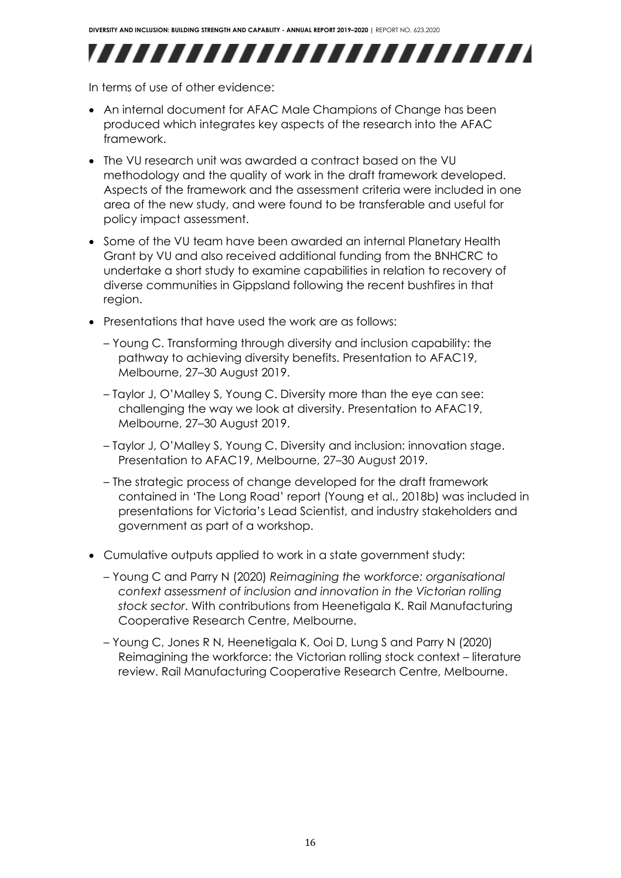In terms of use of other evidence:

- An internal document for AFAC Male Champions of Change has been produced which integrates key aspects of the research into the AFAC framework.
- The VU research unit was awarded a contract based on the VU methodology and the quality of work in the draft framework developed. Aspects of the framework and the assessment criteria were included in one area of the new study, and were found to be transferable and useful for policy impact assessment.
- Some of the VU team have been awarded an internal Planetary Health Grant by VU and also received additional funding from the BNHCRC to undertake a short study to examine capabilities in relation to recovery of diverse communities in Gippsland following the recent bushfires in that region.
- Presentations that have used the work are as follows:
  - Young C. Transforming through diversity and inclusion capability: the pathway to achieving diversity benefits. Presentation to AFAC19, Melbourne, 27–30 August 2019.
  - Taylor J, O'Malley S, Young C. Diversity more than the eye can see: challenging the way we look at diversity. Presentation to AFAC19, Melbourne, 27–30 August 2019.
  - Taylor J, O'Malley S, Young C. Diversity and inclusion: innovation stage. Presentation to AFAC19, Melbourne, 27–30 August 2019.
  - The strategic process of change developed for the draft framework contained in 'The Long Road' report (Young et al., 2018b) was included in presentations for Victoria's Lead Scientist, and industry stakeholders and government as part of a workshop.
- Cumulative outputs applied to work in a state government study:
  - Young C and Parry N (2020) *Reimagining the workforce: organisational context assessment of inclusion and innovation in the Victorian rolling stock sector*. With contributions from Heenetigala K. Rail Manufacturing Cooperative Research Centre, Melbourne.
  - Young C, Jones R N, Heenetigala K, Ooi D, Lung S and Parry N (2020) Reimagining the workforce: the Victorian rolling stock context – literature review. Rail Manufacturing Cooperative Research Centre, Melbourne.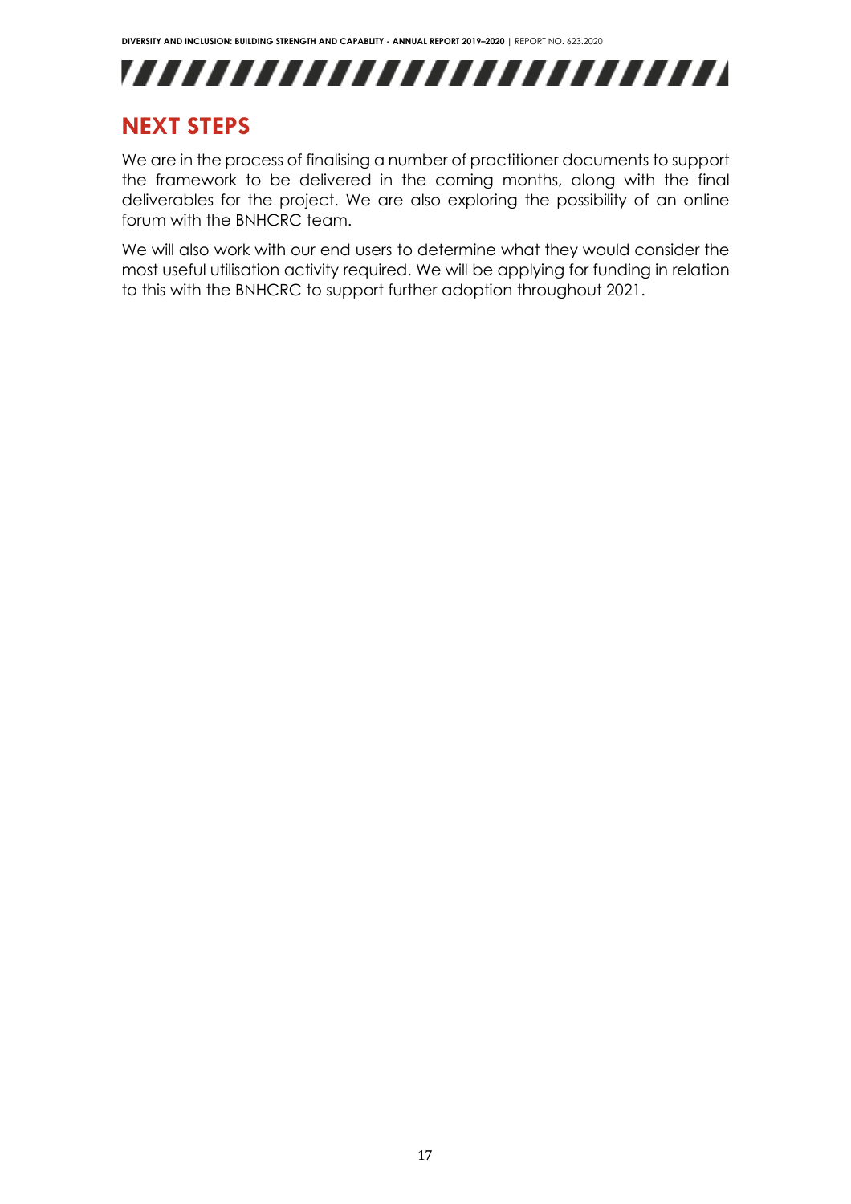## NEXT STEPS

We are in the process of finalising a number of practitioner documents to support the framework to be delivered in the coming months, along with the final deliverables for the project. We are also exploring the possibility of an online forum with the BNHCRC team.

We will also work with our end users to determine what they would consider the most useful utilisation activity required. We will be applying for funding in relation to this with the BNHCRC to support further adoption throughout 2021.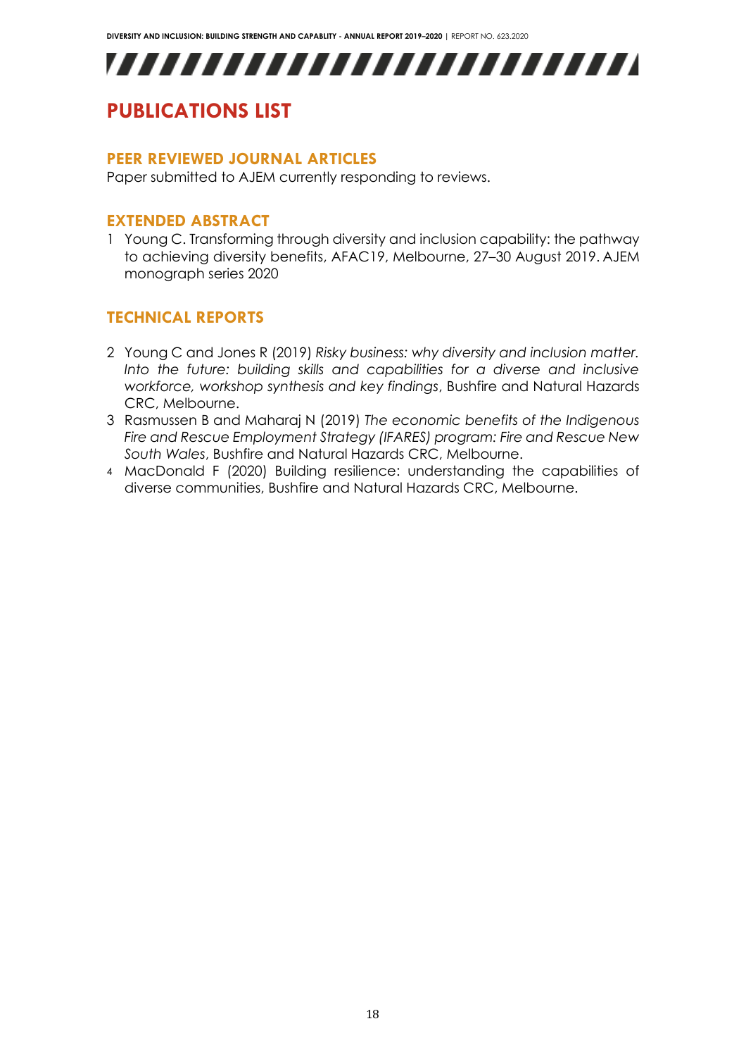# PUBLICATIONS LIST

## PEER REVIEWED JOURNAL ARTICLES

Paper submitted to AJEM currently responding to reviews.

## EXTENDED ABSTRACT

1. Young C. Transforming through diversity and inclusion capability: the pathway to achieving diversity benefits, AFAC19, Melbourne, 27–30 August 2019. AJEM monograph series 2020

## TECHNICAL REPORTS

2. Young C and Jones R (2019) *Risky business: why diversity and inclusion matter. Into the future: building skills and capabilities for a diverse and inclusive workforce, workshop synthesis and key findings*, Bushfire and Natural Hazards CRC, Melbourne.
3. Rasmussen B and Maharaj N (2019) *The economic benefits of the Indigenous Fire and Rescue Employment Strategy (IFARES) program: Fire and Rescue New South Wales*, Bushfire and Natural Hazards CRC, Melbourne.
4. MacDonald F (2020) Building resilience: understanding the capabilities of diverse communities, Bushfire and Natural Hazards CRC, Melbourne.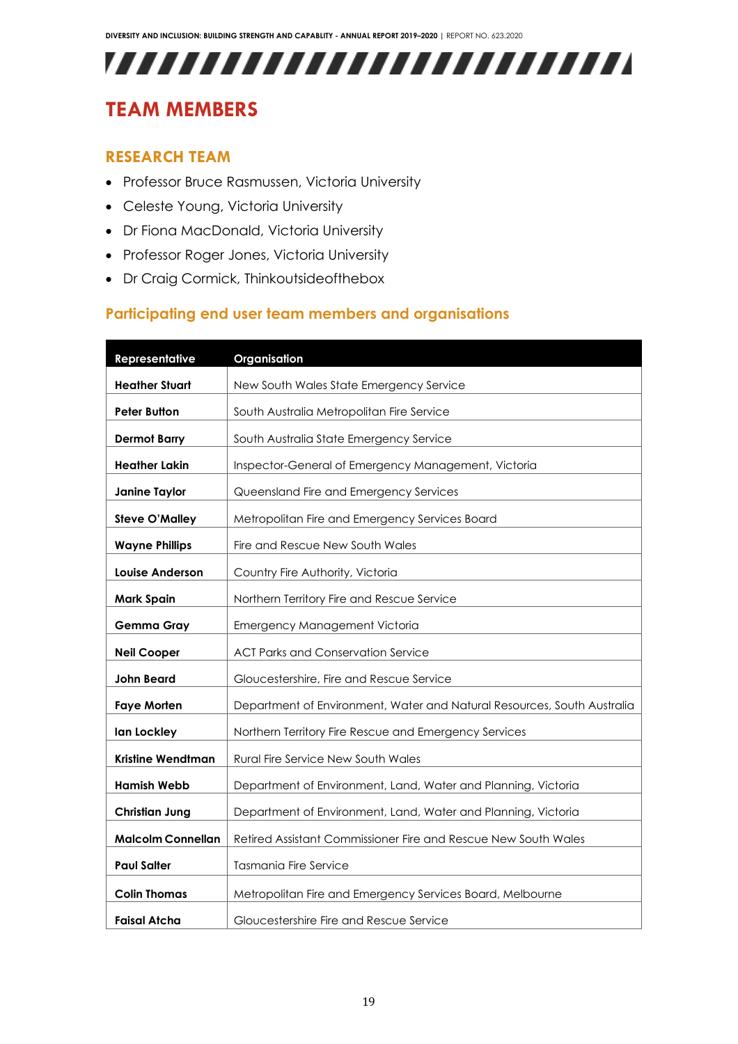# TEAM MEMBERS

## RESEARCH TEAM

- Professor Bruce Rasmussen, Victoria University
- Celeste Young, Victoria University
- Dr Fiona MacDonald, Victoria University
- Professor Roger Jones, Victoria University
- Dr Craig Cormick, Thinkoutsideofthebox

### Participating end user team members and organisations

| Representative | Organisation |
|---|---|
| **Heather Stuart** | New South Wales State Emergency Service |
| **Peter Button** | South Australia Metropolitan Fire Service |
| **Dermot Barry** | South Australia State Emergency Service |
| **Heather Lakin** | Inspector-General of Emergency Management, Victoria |
| **Janine Taylor** | Queensland Fire and Emergency Services |
| **Steve O'Malley** | Metropolitan Fire and Emergency Services Board |
| **Wayne Phillips** | Fire and Rescue New South Wales |
| **Louise Anderson** | Country Fire Authority, Victoria |
| **Mark Spain** | Northern Territory Fire and Rescue Service |
| **Gemma Gray** | Emergency Management Victoria |
| **Neil Cooper** | ACT Parks and Conservation Service |
| **John Beard** | Gloucestershire, Fire and Rescue Service |
| **Faye Morten** | Department of Environment, Water and Natural Resources, South Australia |
| **Ian Lockley** | Northern Territory Fire Rescue and Emergency Services |
| **Kristine Wendtman** | Rural Fire Service New South Wales |
| **Hamish Webb** | Department of Environment, Land, Water and Planning, Victoria |
| **Christian Jung** | Department of Environment, Land, Water and Planning, Victoria |
| **Malcolm Connellan** | Retired Assistant Commissioner Fire and Rescue New South Wales |
| **Paul Salter** | Tasmania Fire Service |
| **Colin Thomas** | Metropolitan Fire and Emergency Services Board, Melbourne |
| **Faisal Atcha** | Gloucestershire Fire and Rescue Service |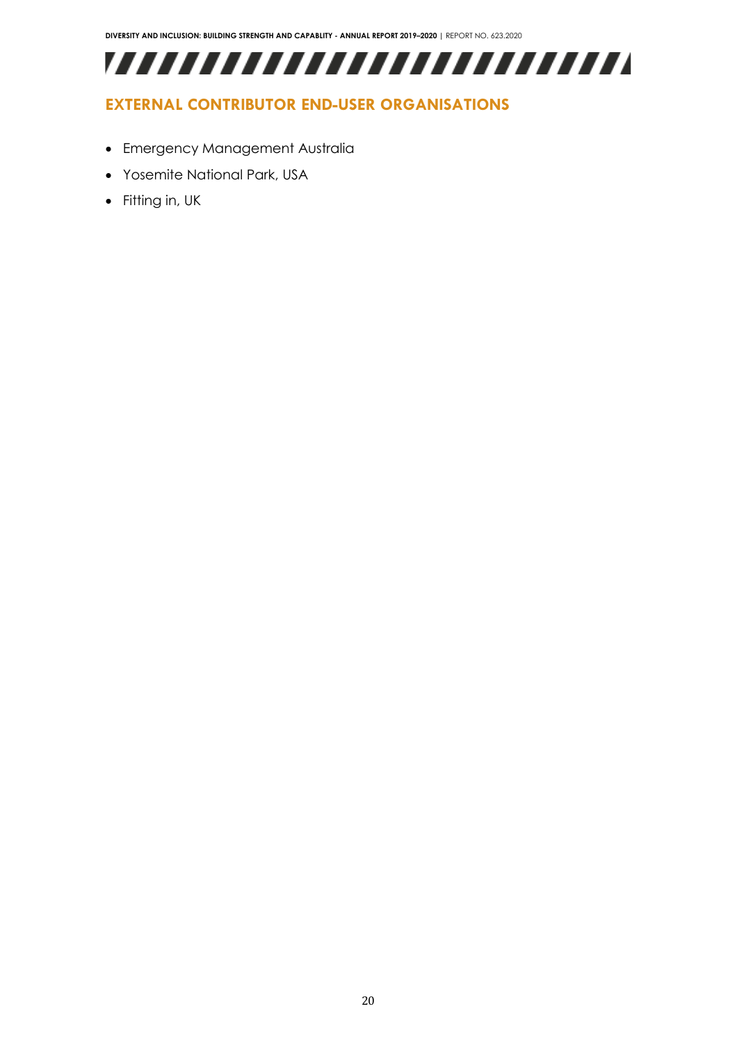## EXTERNAL CONTRIBUTOR END-USER ORGANISATIONS

- Emergency Management Australia
- Yosemite National Park, USA
- Fitting in, UK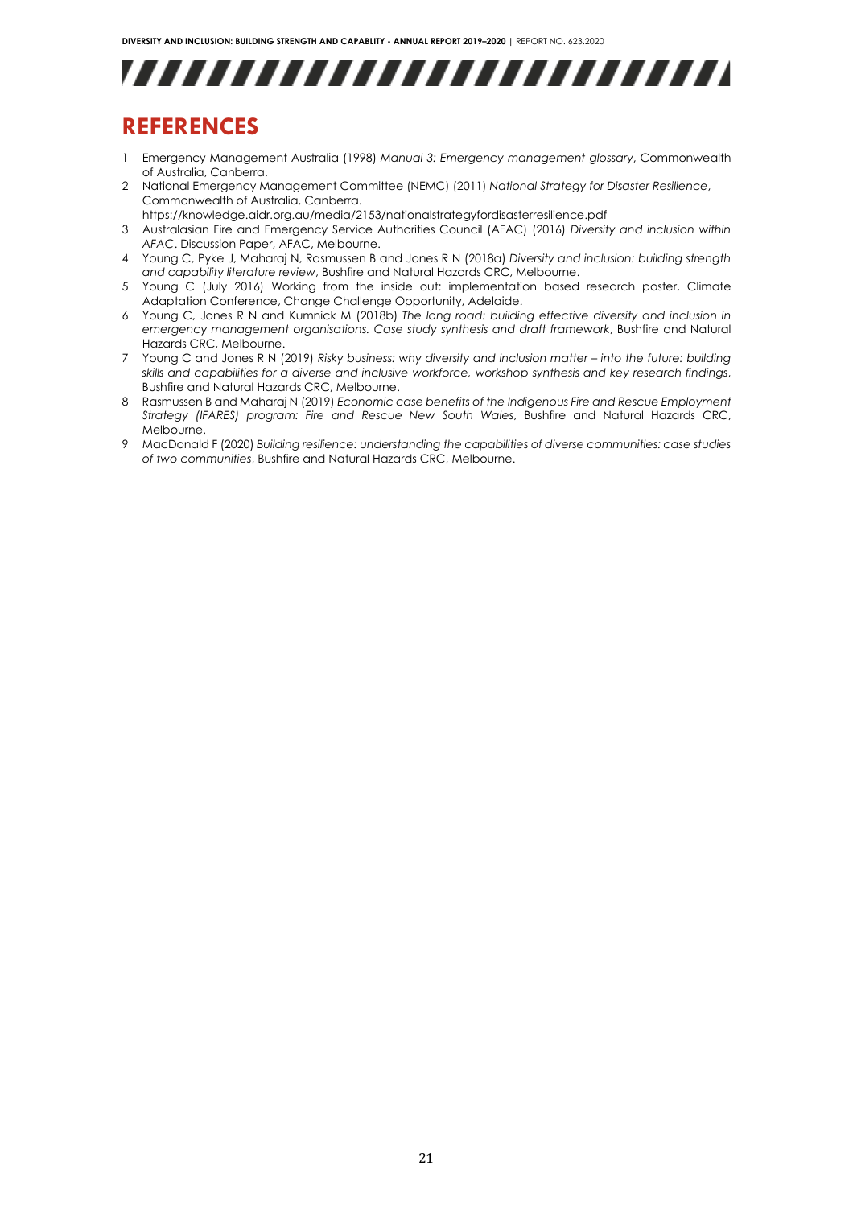## REFERENCES

1. Emergency Management Australia (1998) *Manual 3: Emergency management glossary*, Commonwealth of Australia, Canberra.
2. National Emergency Management Committee (NEMC) (2011) *National Strategy for Disaster Resilience*, Commonwealth of Australia, Canberra. https://knowledge.aidr.org.au/media/2153/nationalstrategyfordisasterresilience.pdf
3. Australasian Fire and Emergency Service Authorities Council (AFAC) (2016) *Diversity and inclusion within AFAC*. Discussion Paper, AFAC, Melbourne.
4. Young C, Pyke J, Maharaj N, Rasmussen B and Jones R N (2018a) *Diversity and inclusion: building strength and capability literature review*, Bushfire and Natural Hazards CRC, Melbourne.
5. Young C (July 2016) Working from the inside out: implementation based research poster, Climate Adaptation Conference, Change Challenge Opportunity, Adelaide.
6. Young C, Jones R N and Kumnick M (2018b) *The long road: building effective diversity and inclusion in emergency management organisations. Case study synthesis and draft framework*, Bushfire and Natural Hazards CRC, Melbourne.
7. Young C and Jones R N (2019) *Risky business: why diversity and inclusion matter – into the future: building skills and capabilities for a diverse and inclusive workforce, workshop synthesis and key research findings*, Bushfire and Natural Hazards CRC, Melbourne.
8. Rasmussen B and Maharaj N (2019) *Economic case benefits of the Indigenous Fire and Rescue Employment Strategy (IFARES) program: Fire and Rescue New South Wales*, Bushfire and Natural Hazards CRC, Melbourne.
9. MacDonald F (2020) *Building resilience: understanding the capabilities of diverse communities: case studies of two communities*, Bushfire and Natural Hazards CRC, Melbourne.